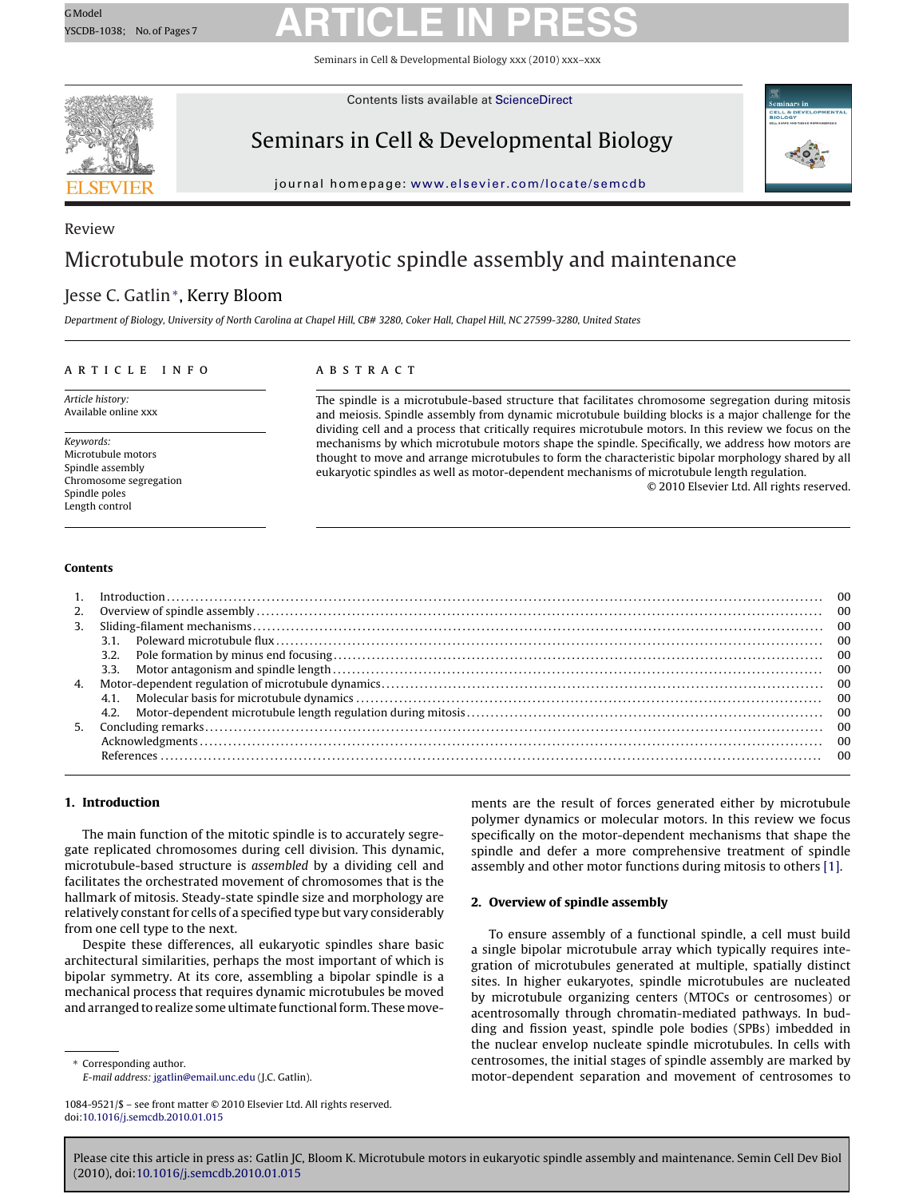Review

# Microtubule motors in eukaryotic spindle assembly and maintenance

Jesse C. Gatlin*, Kerry Bloom

*Department of Biology, University of North Carolina at Chapel Hill, CB# 3280, Coker Hall, Chapel Hill, NC 27599-3280, United States*

**ARTICLE INFO**

*Article history:*
Available online xxx

*Keywords:*
Microtubule motors
Spindle assembly
Chromosome segregation
Spindle poles
Length control

**ABSTRACT**

The spindle is a microtubule-based structure that facilitates chromosome segregation during mitosis and meiosis. Spindle assembly from dynamic microtubule building blocks is a major challenge for the dividing cell and a process that critically requires microtubule motors. In this review we focus on the mechanisms by which microtubule motors shape the spindle. Specifically, we address how motors are thought to move and arrange microtubules to form the characteristic bipolar morphology shared by all eukaryotic spindles as well as motor-dependent mechanisms of microtubule length regulation.

© 2010 Elsevier Ltd. All rights reserved.

**Contents**

1. Introduction .......... 00
2. Overview of spindle assembly .......... 00
3. Sliding-filament mechanisms .......... 00
   3.1. Poleward microtubule flux .......... 00
   3.2. Pole formation by minus end focusing .......... 00
   3.3. Motor antagonism and spindle length .......... 00
4. Motor-dependent regulation of microtubule dynamics .......... 00
   4.1. Molecular basis for microtubule dynamics .......... 00
   4.2. Motor-dependent microtubule length regulation during mitosis .......... 00
5. Concluding remarks .......... 00
   Acknowledgments .......... 00
   References .......... 00

## 1. Introduction

The main function of the mitotic spindle is to accurately segregate replicated chromosomes during cell division. This dynamic, microtubule-based structure is *assembled* by a dividing cell and facilitates the orchestrated movement of chromosomes that is the hallmark of mitosis. Steady-state spindle size and morphology are relatively constant for cells of a specified type but vary considerably from one cell type to the next.

Despite these differences, all eukaryotic spindles share basic architectural similarities, perhaps the most important of which is bipolar symmetry. At its core, assembling a bipolar spindle is a mechanical process that requires dynamic microtubules be moved and arranged to realize some ultimate functional form. These movements are the result of forces generated either by microtubule polymer dynamics or molecular motors. In this review we focus specifically on the motor-dependent mechanisms that shape the spindle and defer a more comprehensive treatment of spindle assembly and other motor functions during mitosis to others [1].

## 2. Overview of spindle assembly

To ensure assembly of a functional spindle, a cell must build a single bipolar microtubule array which typically requires integration of microtubules generated at multiple, spatially distinct sites. In higher eukaryotes, spindle microtubules are nucleated by microtubule organizing centers (MTOCs or centrosomes) or acentrosomally through chromatin-mediated pathways. In budding and fission yeast, spindle pole bodies (SPBs) imbedded in the nuclear envelop nucleate spindle microtubules. In cells with centrosomes, the initial stages of spindle assembly are marked by motor-dependent separation and movement of centrosomes to

* Corresponding author.
*E-mail address:* jgatlin@email.unc.edu (J.C. Gatlin).

1084-9521/$ – see front matter © 2010 Elsevier Ltd. All rights reserved.
doi:10.1016/j.semcdb.2010.01.015

Please cite this article in press as: Gatlin JC, Bloom K. Microtubule motors in eukaryotic spindle assembly and maintenance. Semin Cell Dev Biol (2010), doi:10.1016/j.semcdb.2010.01.015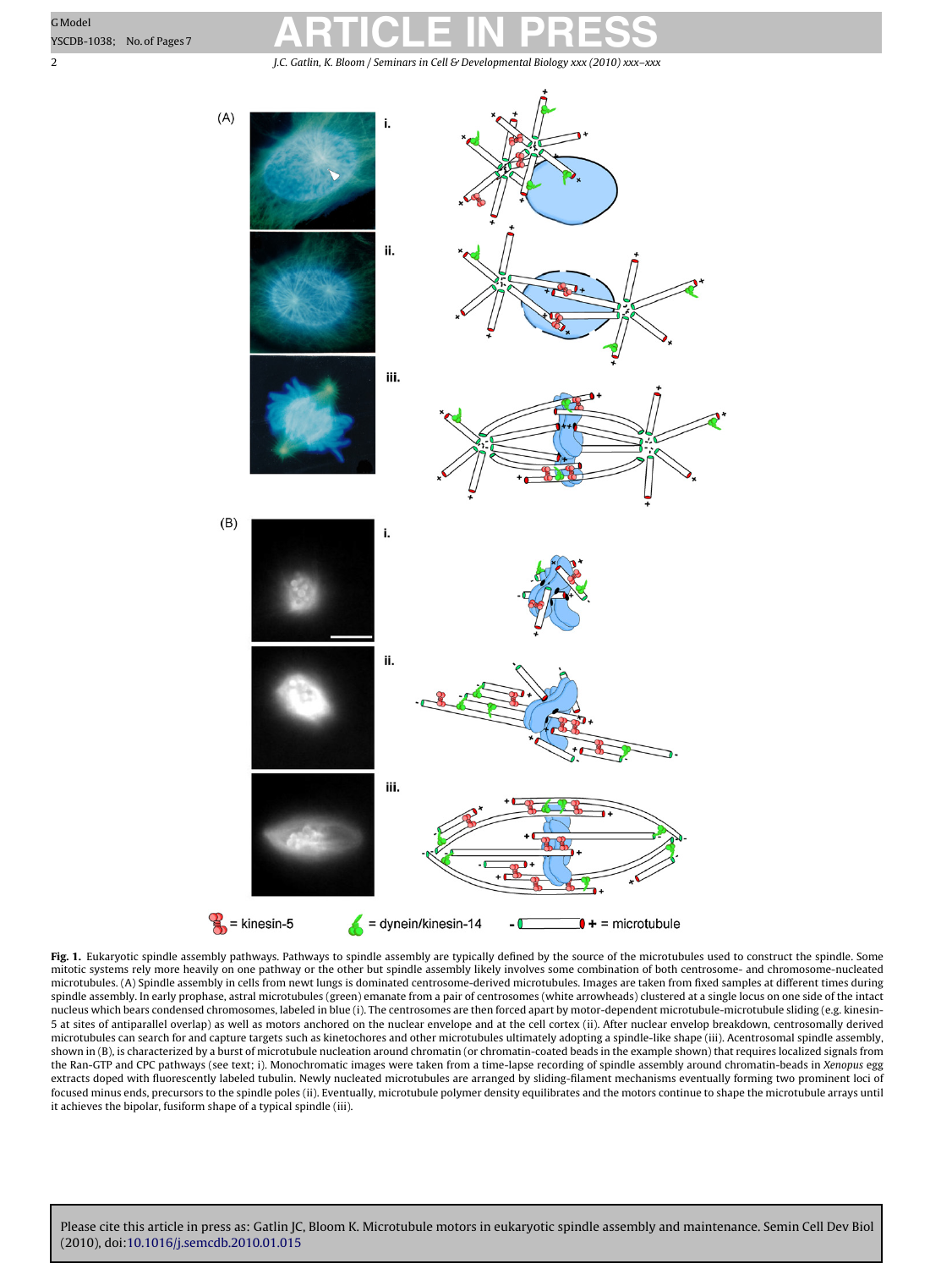**Fig. 1.** Eukaryotic spindle assembly pathways. Pathways to spindle assembly are typically defined by the source of the microtubules used to construct the spindle. Some mitotic systems rely more heavily on one pathway or the other but spindle assembly likely involves some combination of both centrosome- and chromosome-nucleated microtubules. (A) Spindle assembly in cells from newt lungs is dominated centrosome-derived microtubules. Images are taken from fixed samples at different times during spindle assembly. In early prophase, astral microtubules (green) emanate from a pair of centrosomes (white arrowheads) clustered at a single locus on one side of the intact nucleus which bears condensed chromosomes, labeled in blue (i). The centrosomes are then forced apart by motor-dependent microtubule-microtubule sliding (e.g. kinesin-5 at sites of antiparallel overlap) as well as motors anchored on the nuclear envelope and at the cell cortex (ii). After nuclear envelop breakdown, centrosomally derived microtubules can search for and capture targets such as kinetochores and other microtubules ultimately adopting a spindle-like shape (iii). Acentrosomal spindle assembly, shown in (B), is characterized by a burst of microtubule nucleation around chromatin (or chromatin-coated beads in the example shown) that requires localized signals from the Ran-GTP and CPC pathways (see text; i). Monochromatic images were taken from a time-lapse recording of spindle assembly around chromatin-beads in *Xenopus* egg extracts doped with fluorescently labeled tubulin. Newly nucleated microtubules are arranged by sliding-filament mechanisms eventually forming two prominent loci of focused minus ends, precursors to the spindle poles (ii). Eventually, microtubule polymer density equilibrates and the motors continue to shape the microtubule arrays until it achieves the bipolar, fusiform shape of a typical spindle (iii).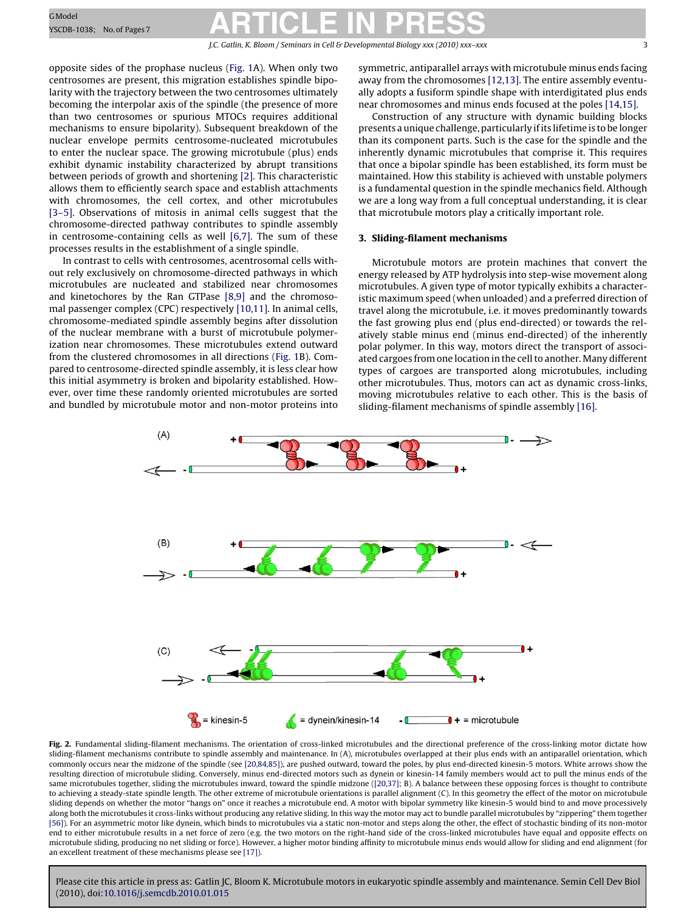opposite sides of the prophase nucleus (Fig. 1A). When only two centrosomes are present, this migration establishes spindle bipolarity with the trajectory between the two centrosomes ultimately becoming the interpolar axis of the spindle (the presence of more than two centrosomes or spurious MTOCs requires additional mechanisms to ensure bipolarity). Subsequent breakdown of the nuclear envelope permits centrosome-nucleated microtubules to enter the nuclear space. The growing microtubule (plus) ends exhibit dynamic instability characterized by abrupt transitions between periods of growth and shortening [2]. This characteristic allows them to efficiently search space and establish attachments with chromosomes, the cell cortex, and other microtubules [3–5]. Observations of mitosis in animal cells suggest that the chromosome-directed pathway contributes to spindle assembly in centrosome-containing cells as well [6,7]. The sum of these processes results in the establishment of a single spindle.

In contrast to cells with centrosomes, acentrosomal cells without rely exclusively on chromosome-directed pathways in which microtubules are nucleated and stabilized near chromosomes and kinetochores by the Ran GTPase [8,9] and the chromosomal passenger complex (CPC) respectively [10,11]. In animal cells, chromosome-mediated spindle assembly begins after dissolution of the nuclear membrane with a burst of microtubule polymerization near chromosomes. These microtubules extend outward from the clustered chromosomes in all directions (Fig. 1B). Compared to centrosome-directed spindle assembly, it is less clear how this initial asymmetry is broken and bipolarity established. However, over time these randomly oriented microtubules are sorted and bundled by microtubule motor and non-motor proteins into symmetric, antiparallel arrays with microtubule minus ends facing away from the chromosomes [12,13]. The entire assembly eventually adopts a fusiform spindle shape with interdigitated plus ends near chromosomes and minus ends focused at the poles [14,15].

Construction of any structure with dynamic building blocks presents a unique challenge, particularly if its lifetime is to be longer than its component parts. Such is the case for the spindle and the inherently dynamic microtubules that comprise it. This requires that once a bipolar spindle has been established, its form must be maintained. How this stability is achieved with unstable polymers is a fundamental question in the spindle mechanics field. Although we are a long way from a full conceptual understanding, it is clear that microtubule motors play a critically important role.

## 3. Sliding-filament mechanisms

Microtubule motors are protein machines that convert the energy released by ATP hydrolysis into step-wise movement along microtubules. A given type of motor typically exhibits a characteristic maximum speed (when unloaded) and a preferred direction of travel along the microtubule, i.e. it moves predominantly towards the fast growing plus end (plus end-directed) or towards the relatively stable minus end (minus end-directed) of the inherently polar polymer. In this way, motors direct the transport of associated cargoes from one location in the cell to another. Many different types of cargoes are transported along microtubules, including other microtubules. Thus, motors can act as dynamic cross-links, moving microtubules relative to each other. This is the basis of sliding-filament mechanisms of spindle assembly [16].

**Fig. 2.** Fundamental sliding-filament mechanisms. The orientation of cross-linked microtubules and the directional preference of the cross-linking motor dictate how sliding-filament mechanisms contribute to spindle assembly and maintenance. In (A), microtubules overlapped at their plus ends with an antiparallel orientation, which commonly occurs near the midzone of the spindle (see [20,84,85]), are pushed outward, toward the poles, by plus end-directed kinesin-5 motors. White arrows show the resulting direction of microtubule sliding. Conversely, minus end-directed motors such as dynein or kinesin-14 family members would act to pull the minus ends of the same microtubules together, sliding the microtubules inward, toward the spindle midzone ([20,37]; B). A balance between these opposing forces is thought to contribute to achieving a steady-state spindle length. The other extreme of microtubule orientations is parallel alignment (C). In this geometry the effect of the motor on microtubule sliding depends on whether the motor "hangs on" once it reaches a microtubule end. A motor with bipolar symmetry like kinesin-5 would bind to and move processively along both the microtubules it cross-links without producing any relative sliding. In this way the motor may act to bundle parallel microtubules by "zippering" them together [56]. For an asymmetric motor like dynein, which binds to microtubules via a static non-motor and steps along the other, the effect of stochastic binding of its non-motor end to either microtubule results in a net force of zero (e.g. the two motors on the right-hand side of the cross-linked microtubules have equal and opposite effects on microtubule sliding, producing no net sliding or force). However, a higher motor binding affinity to microtubule minus ends would allow for sliding and end alignment (for an excellent treatment of these mechanisms please see [17]).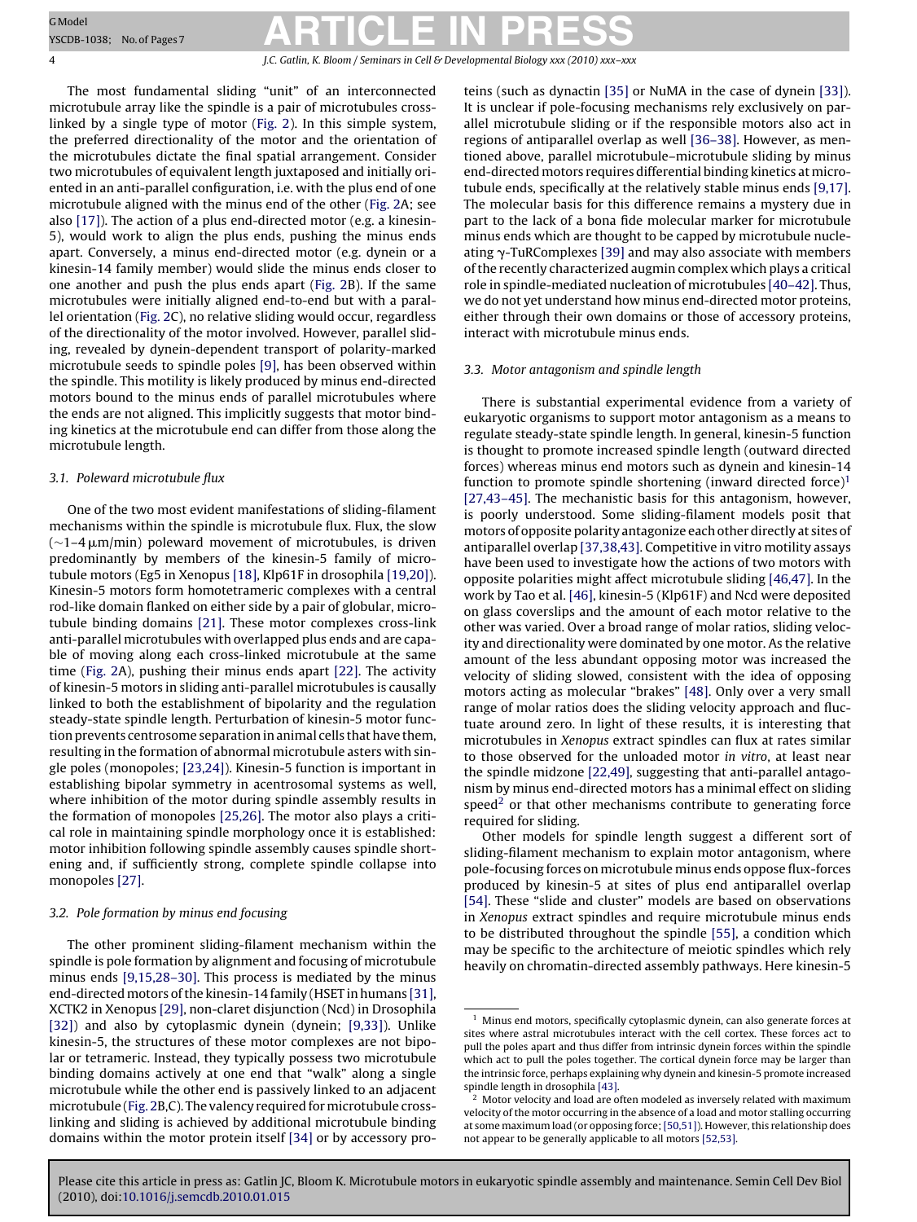The most fundamental sliding "unit" of an interconnected microtubule array like the spindle is a pair of microtubules cross-linked by a single type of motor (Fig. 2). In this simple system, the preferred directionality of the motor and the orientation of the microtubules dictate the final spatial arrangement. Consider two microtubules of equivalent length juxtaposed and initially oriented in an anti-parallel configuration, i.e. with the plus end of one microtubule aligned with the minus end of the other (Fig. 2A; see also [17]). The action of a plus end-directed motor (e.g. a kinesin-5), would work to align the plus ends, pushing the minus ends apart. Conversely, a minus end-directed motor (e.g. dynein or a kinesin-14 family member) would slide the minus ends closer to one another and push the plus ends apart (Fig. 2B). If the same microtubules were initially aligned end-to-end but with a parallel orientation (Fig. 2C), no relative sliding would occur, regardless of the directionality of the motor involved. However, parallel sliding, revealed by dynein-dependent transport of polarity-marked microtubule seeds to spindle poles [9], has been observed within the spindle. This motility is likely produced by minus end-directed motors bound to the minus ends of parallel microtubules where the ends are not aligned. This implicitly suggests that motor binding kinetics at the microtubule end can differ from those along the microtubule length.

### 3.1. Poleward microtubule flux

One of the two most evident manifestations of sliding-filament mechanisms within the spindle is microtubule flux. Flux, the slow (~1–4 μm/min) poleward movement of microtubules, is driven predominantly by members of the kinesin-5 family of microtubule motors (Eg5 in Xenopus [18], Klp61F in drosophila [19,20]). Kinesin-5 motors form homotetrameric complexes with a central rod-like domain flanked on either side by a pair of globular, microtubule binding domains [21]. These motor complexes cross-link anti-parallel microtubules with overlapped plus ends and are capable of moving along each cross-linked microtubule at the same time (Fig. 2A), pushing their minus ends apart [22]. The activity of kinesin-5 motors in sliding anti-parallel microtubules is causally linked to both the establishment of bipolarity and the regulation steady-state spindle length. Perturbation of kinesin-5 motor function prevents centrosome separation in animal cells that have them, resulting in the formation of abnormal microtubule asters with single poles (monopoles; [23,24]). Kinesin-5 function is important in establishing bipolar symmetry in acentrosomal systems as well, where inhibition of the motor during spindle assembly results in the formation of monopoles [25,26]. The motor also plays a critical role in maintaining spindle morphology once it is established: motor inhibition following spindle assembly causes spindle shortening and, if sufficiently strong, complete spindle collapse into monopoles [27].

### 3.2. Pole formation by minus end focusing

The other prominent sliding-filament mechanism within the spindle is pole formation by alignment and focusing of microtubule minus ends [9,15,28–30]. This process is mediated by the minus end-directed motors of the kinesin-14 family (HSET in humans [31], XCTK2 in Xenopus [29], non-claret disjunction (Ncd) in Drosophila [32]) and also by cytoplasmic dynein (dynein; [9,33]). Unlike kinesin-5, the structures of these motor complexes are not bipolar or tetrameric. Instead, they typically possess two microtubule binding domains actively at one end that "walk" along a single microtubule while the other end is passively linked to an adjacent microtubule (Fig. 2B,C). The valency required for microtubule cross-linking and sliding is achieved by additional microtubule binding domains within the motor protein itself [34] or by accessory proteins (such as dynactin [35] or NuMA in the case of dynein [33]). It is unclear if pole-focusing mechanisms rely exclusively on parallel microtubule sliding or if the responsible motors also act in regions of antiparallel overlap as well [36–38]. However, as mentioned above, parallel microtubule–microtubule sliding by minus end-directed motors requires differential binding kinetics at microtubule ends, specifically at the relatively stable minus ends [9,17]. The molecular basis for this difference remains a mystery due in part to the lack of a bona fide molecular marker for microtubule minus ends which are thought to be capped by microtubule nucleating γ-TuRComplexes [39] and may also associate with members of the recently characterized augmin complex which plays a critical role in spindle-mediated nucleation of microtubules [40–42]. Thus, we do not yet understand how minus end-directed motor proteins, either through their own domains or those of accessory proteins, interact with microtubule minus ends.

### 3.3. Motor antagonism and spindle length

There is substantial experimental evidence from a variety of eukaryotic organisms to support motor antagonism as a means to regulate steady-state spindle length. In general, kinesin-5 function is thought to promote increased spindle length (outward directed forces) whereas minus end motors such as dynein and kinesin-14 function to promote spindle shortening (inward directed force)[1] [27,43–45]. The mechanistic basis for this antagonism, however, is poorly understood. Some sliding-filament models posit that motors of opposite polarity antagonize each other directly at sites of antiparallel overlap [37,38,43]. Competitive in vitro motility assays have been used to investigate how the actions of two motors with opposite polarities might affect microtubule sliding [46,47]. In the work by Tao et al. [46], kinesin-5 (Klp61F) and Ncd were deposited on glass coverslips and the amount of each motor relative to the other was varied. Over a broad range of molar ratios, sliding velocity and directionality were dominated by one motor. As the relative amount of the less abundant opposing motor was increased the velocity of sliding slowed, consistent with the idea of opposing motors acting as molecular "brakes" [48]. Only over a very small range of molar ratios does the sliding velocity approach and fluctuate around zero. In light of these results, it is interesting that microtubules in *Xenopus* extract spindles can flux at rates similar to those observed for the unloaded motor *in vitro*, at least near the spindle midzone [22,49], suggesting that anti-parallel antagonism by minus end-directed motors has a minimal effect on sliding speed[2] or that other mechanisms contribute to generating force required for sliding.

Other models for spindle length suggest a different sort of sliding-filament mechanism to explain motor antagonism, where pole-focusing forces on microtubule minus ends oppose flux-forces produced by kinesin-5 at sites of plus end antiparallel overlap [54]. These "slide and cluster" models are based on observations in *Xenopus* extract spindles and require microtubule minus ends to be distributed throughout the spindle [55], a condition which may be specific to the architecture of meiotic spindles which rely heavily on chromatin-directed assembly pathways. Here kinesin-5

---

[1] Minus end motors, specifically cytoplasmic dynein, can also generate forces at sites where astral microtubules interact with the cell cortex. These forces act to pull the poles apart and thus differ from intrinsic dynein forces within the spindle which act to pull the poles together. The cortical dynein force may be larger than the intrinsic force, perhaps explaining why dynein and kinesin-5 promote increased spindle length in drosophila [43].

[2] Motor velocity and load are often modeled as inversely related with maximum velocity of the motor occurring in the absence of a load and motor stalling occurring at some maximum load (or opposing force; [50,51]). However, this relationship does not appear to be generally applicable to all motors [52,53].

Please cite this article in press as: Gatlin JC, Bloom K. Microtubule motors in eukaryotic spindle assembly and maintenance. Semin Cell Dev Biol (2010), doi:10.1016/j.semcdb.2010.01.015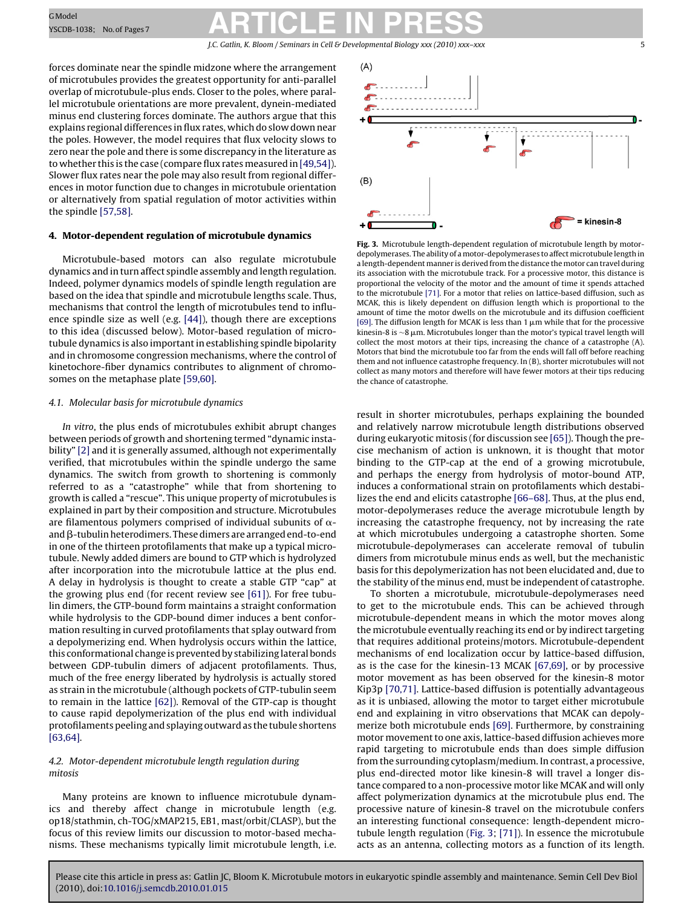forces dominate near the spindle midzone where the arrangement of microtubules provides the greatest opportunity for anti-parallel overlap of microtubule-plus ends. Closer to the poles, where parallel microtubule orientations are more prevalent, dynein-mediated minus end clustering forces dominate. The authors argue that this explains regional differences in flux rates, which do slow down near the poles. However, the model requires that flux velocity slows to zero near the pole and there is some discrepancy in the literature as to whether this is the case (compare flux rates measured in [49,54]). Slower flux rates near the pole may also result from regional differences in motor function due to changes in microtubule orientation or alternatively from spatial regulation of motor activities within the spindle [57,58].

## 4. Motor-dependent regulation of microtubule dynamics

Microtubule-based motors can also regulate microtubule dynamics and in turn affect spindle assembly and length regulation. Indeed, polymer dynamics models of spindle length regulation are based on the idea that spindle and microtubule lengths scale. Thus, mechanisms that control the length of microtubules tend to influence spindle size as well (e.g. [44]), though there are exceptions to this idea (discussed below). Motor-based regulation of microtubule dynamics is also important in establishing spindle bipolarity and in chromosome congression mechanisms, where the control of kinetochore-fiber dynamics contributes to alignment of chromosomes on the metaphase plate [59,60].

### 4.1. Molecular basis for microtubule dynamics

*In vitro*, the plus ends of microtubules exhibit abrupt changes between periods of growth and shortening termed "dynamic instability" [2] and it is generally assumed, although not experimentally verified, that microtubules within the spindle undergo the same dynamics. The switch from growth to shortening is commonly referred to as a "catastrophe" while that from shortening to growth is called a "rescue". This unique property of microtubules is explained in part by their composition and structure. Microtubules are filamentous polymers comprised of individual subunits of $\alpha$- and $\beta$-tubulin heterodimers. These dimers are arranged end-to-end in one of the thirteen protofilaments that make up a typical microtubule. Newly added dimers are bound to GTP which is hydrolyzed after incorporation into the microtubule lattice at the plus end. A delay in hydrolysis is thought to create a stable GTP "cap" at the growing plus end (for recent review see [61]). For free tubulin dimers, the GTP-bound form maintains a straight conformation while hydrolysis to the GDP-bound dimer induces a bent conformation resulting in curved protofilaments that splay outward from a depolymerizing end. When hydrolysis occurs within the lattice, this conformational change is prevented by stabilizing lateral bonds between GDP-tubulin dimers of adjacent protofilaments. Thus, much of the free energy liberated by hydrolysis is actually stored as strain in the microtubule (although pockets of GTP-tubulin seem to remain in the lattice [62]). Removal of the GTP-cap is thought to cause rapid depolymerization of the plus end with individual protofilaments peeling and splaying outward as the tubule shortens [63,64].

### 4.2. Motor-dependent microtubule length regulation during mitosis

Many proteins are known to influence microtubule dynamics and thereby affect change in microtubule length (e.g. op18/stathmin, ch-TOG/xMAP215, EB1, mast/orbit/CLASP), but the focus of this review limits our discussion to motor-based mechanisms. These mechanisms typically limit microtubule length, i.e. result in shorter microtubules, perhaps explaining the bounded and relatively narrow microtubule length distributions observed during eukaryotic mitosis (for discussion see [65]). Though the precise mechanism of action is unknown, it is thought that motor binding to the GTP-cap at the end of a growing microtubule, and perhaps the energy from hydrolysis of motor-bound ATP, induces a conformational strain on protofilaments which destabilizes the end and elicits catastrophe [66–68]. Thus, at the plus end, motor-depolymerases reduce the average microtubule length by increasing the catastrophe frequency, not by increasing the rate at which microtubules undergoing a catastrophe shorten. Some microtubule-depolymerases can accelerate removal of tubulin dimers from microtubule minus ends as well, but the mechanistic basis for this depolymerization has not been elucidated and, due to the stability of the minus end, must be independent of catastrophe.

To shorten a microtubule, microtubule-depolymerases need to get to the microtubule ends. This can be achieved through microtubule-dependent means in which the motor moves along the microtubule eventually reaching its end or by indirect targeting that requires additional proteins/motors. Microtubule-dependent mechanisms of end localization occur by lattice-based diffusion, as is the case for the kinesin-13 MCAK [67,69], or by processive motor movement as has been observed for the kinesin-8 motor Kip3p [70,71]. Lattice-based diffusion is potentially advantageous as it is unbiased, allowing the motor to target either microtubule end and explaining in vitro observations that MCAK can depolymerize both microtubule ends [69]. Furthermore, by constraining motor movement to one axis, lattice-based diffusion achieves more rapid targeting to microtubule ends than does simple diffusion from the surrounding cytoplasm/medium. In contrast, a processive, plus end-directed motor like kinesin-8 will travel a longer distance compared to a non-processive motor like MCAK and will only affect polymerization dynamics at the microtubule plus end. The processive nature of kinesin-8 travel on the microtubule confers an interesting functional consequence: length-dependent microtubule length regulation (Fig. 3; [71]). In essence the microtubule acts as an antenna, collecting motors as a function of its length.

**Fig. 3.** Microtubule length-dependent regulation of microtubule length by motor-depolymerases. The ability of a motor-depolymerases to affect microtubule length in a length-dependent manner is derived from the distance the motor can travel during its association with the microtubule track. For a processive motor, this distance is proportional the velocity of the motor and the amount of time it spends attached to the microtubule [71]. For a motor that relies on lattice-based diffusion, such as MCAK, this is likely dependent on diffusion length which is proportional to the amount of time the motor dwells on the microtubule and its diffusion coefficient [69]. The diffusion length for MCAK is less than 1 μm while that for the processive kinesin-8 is ~8 μm. Microtubules longer than the motor's typical travel length will collect the most motors at their tips, increasing the chance of a catastrophe (A). Motors that bind the microtubule too far from the ends will fall off before reaching them and not influence catastrophe frequency. In (B), shorter microtubules will not collect as many motors and therefore will have fewer motors at their tips reducing the chance of catastrophe.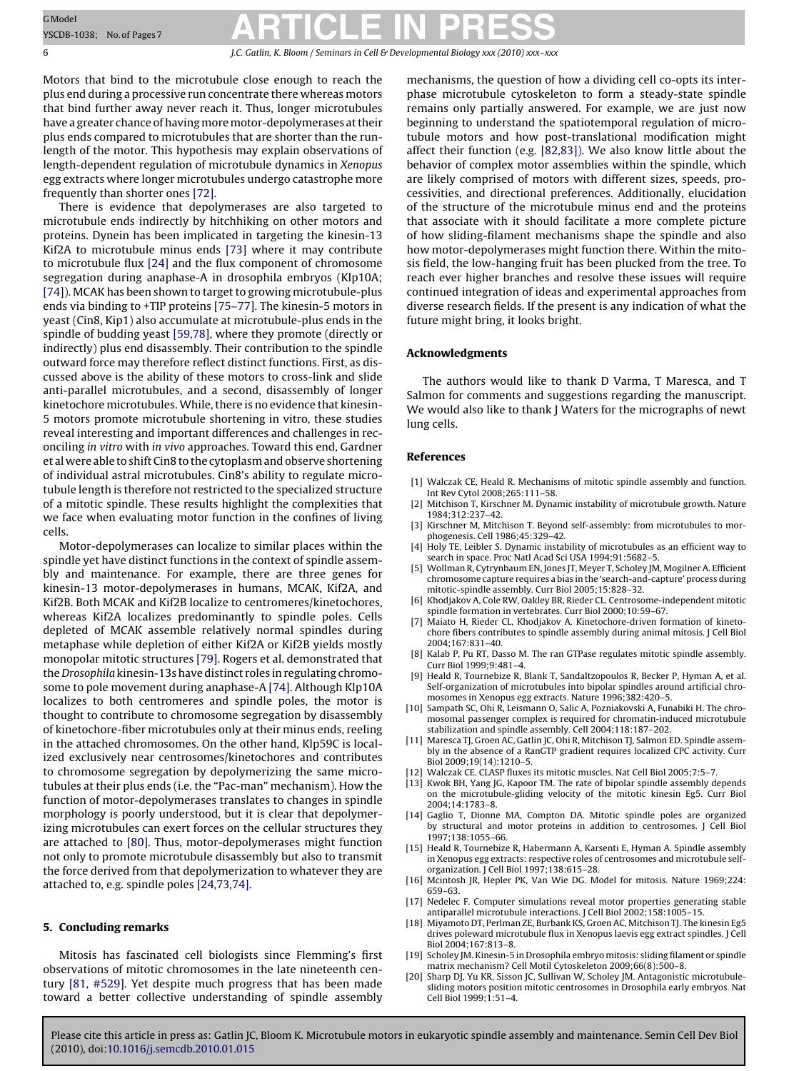Motors that bind to the microtubule close enough to reach the plus end during a processive run concentrate there whereas motors that bind further away never reach it. Thus, longer microtubules have a greater chance of having more motor-depolymerases at their plus ends compared to microtubules that are shorter than the run-length of the motor. This hypothesis may explain observations of length-dependent regulation of microtubule dynamics in *Xenopus* egg extracts where longer microtubules undergo catastrophe more frequently than shorter ones [72].

There is evidence that depolymerases are also targeted to microtubule ends indirectly by hitchhiking on other motors and proteins. Dynein has been implicated in targeting the kinesin-13 Kif2A to microtubule minus ends [73] where it may contribute to microtubule flux [24] and the flux component of chromosome segregation during anaphase-A in drosophila embryos (Klp10A; [74]). MCAK has been shown to target to growing microtubule-plus ends via binding to +TIP proteins [75–77]. The kinesin-5 motors in yeast (Cin8, Kip1) also accumulate at microtubule-plus ends in the spindle of budding yeast [59,78], where they promote (directly or indirectly) plus end disassembly. Their contribution to the spindle outward force may therefore reflect distinct functions. First, as discussed above is the ability of these motors to cross-link and slide anti-parallel microtubules, and a second, disassembly of longer kinetochore microtubules. While, there is no evidence that kinesin-5 motors promote microtubule shortening in vitro, these studies reveal interesting and important differences and challenges in reconciling *in vitro* with *in vivo* approaches. Toward this end, Gardner et al were able to shift Cin8 to the cytoplasm and observe shortening of individual astral microtubules. Cin8's ability to regulate microtubule length is therefore not restricted to the specialized structure of a mitotic spindle. These results highlight the complexities that we face when evaluating motor function in the confines of living cells.

Motor-depolymerases can localize to similar places within the spindle yet have distinct functions in the context of spindle assembly and maintenance. For example, there are three genes for kinesin-13 motor-depolymerases in humans, MCAK, Kif2A, and Kif2B. Both MCAK and Kif2B localize to centromeres/kinetochores, whereas Kif2A localizes predominantly to spindle poles. Cells depleted of MCAK assemble relatively normal spindles during metaphase while depletion of either Kif2A or Kif2B yields mostly monopolar mitotic structures [79]. Rogers et al. demonstrated that the *Drosophila* kinesin-13s have distinct roles in regulating chromosome to pole movement during anaphase-A [74]. Although Klp10A localizes to both centromeres and spindle poles, the motor is thought to contribute to chromosome segregation by disassembly of kinetochore-fiber microtubules only at their minus ends, reeling in the attached chromosomes. On the other hand, Klp59C is localized exclusively near centrosomes/kinetochores and contributes to chromosome segregation by depolymerizing the same microtubules at their plus ends (i.e. the "Pac-man" mechanism). How the function of motor-depolymerases translates to changes in spindle morphology is poorly understood, but it is clear that depolymerizing microtubules can exert forces on the cellular structures they are attached to [80]. Thus, motor-depolymerases might function not only to promote microtubule disassembly but also to transmit the force derived from that depolymerization to whatever they are attached to, e.g. spindle poles [24,73,74].

## 5. Concluding remarks

Mitosis has fascinated cell biologists since Flemming's first observations of mitotic chromosomes in the late nineteenth century [81, #529]. Yet despite much progress that has been made toward a better collective understanding of spindle assembly mechanisms, the question of how a dividing cell co-opts its interphase microtubule cytoskeleton to form a steady-state spindle remains only partially answered. For example, we are just now beginning to understand the spatiotemporal regulation of microtubule motors and how post-translational modification might affect their function (e.g. [82,83]). We also know little about the behavior of complex motor assemblies within the spindle, which are likely comprised of motors with different sizes, speeds, processivities, and directional preferences. Additionally, elucidation of the structure of the microtubule minus end and the proteins that associate with it should facilitate a more complete picture of how sliding-filament mechanisms shape the spindle and also how motor-depolymerases might function there. Within the mitosis field, the low-hanging fruit has been plucked from the tree. To reach ever higher branches and resolve these issues will require continued integration of ideas and experimental approaches from diverse research fields. If the present is any indication of what the future might bring, it looks bright.

## Acknowledgments

The authors would like to thank D Varma, T Maresca, and T Salmon for comments and suggestions regarding the manuscript. We would also like to thank J Waters for the micrographs of newt lung cells.

## References

[1] Walczak CE, Heald R. Mechanisms of mitotic spindle assembly and function. Int Rev Cytol 2008;265:111–58.

[2] Mitchison T, Kirschner M. Dynamic instability of microtubule growth. Nature 1984;312:237–42.

[3] Kirschner M, Mitchison T. Beyond self-assembly: from microtubules to morphogenesis. Cell 1986;45:329–42.

[4] Holy TE, Leibler S. Dynamic instability of microtubules as an efficient way to search in space. Proc Natl Acad Sci USA 1994;91:5682–5.

[5] Wollman R, Cytrynbaum EN, Jones JT, Meyer T, Scholey JM, Mogilner A. Efficient chromosome capture requires a bias in the 'search-and-capture' process during mitotic-spindle assembly. Curr Biol 2005;15:828–32.

[6] Khodjakov A, Cole RW, Oakley BR, Rieder CL. Centrosome-independent mitotic spindle formation in vertebrates. Curr Biol 2000;10:59–67.

[7] Maiato H, Rieder CL, Khodjakov A. Kinetochore-driven formation of kinetochore fibers contributes to spindle assembly during animal mitosis. J Cell Biol 2004;167:831–40.

[8] Kalab P, Pu RT, Dasso M. The ran GTPase regulates mitotic spindle assembly. Curr Biol 1999;9:481–4.

[9] Heald R, Tournebize R, Blank T, Sandaltzopoulos R, Becker P, Hyman A, et al. Self-organization of microtubules into bipolar spindles around artificial chromosomes in Xenopus egg extracts. Nature 1996;382:420–5.

[10] Sampath SC, Ohi R, Leismann O, Salic A, Pozniakovski A, Funabiki H. The chromosomal passenger complex is required for chromatin-induced microtubule stabilization and spindle assembly. Cell 2004;118:187–202.

[11] Maresca TJ, Groen AC, Gatlin JC, Ohi R, Mitchison TJ, Salmon ED. Spindle assembly in the absence of a RanGTP gradient requires localized CPC activity. Curr Biol 2009;19(14):1210–5.

[12] Walczak CE. CLASP fluxes its mitotic muscles. Nat Cell Biol 2005;7:5–7.

[13] Kwok BH, Yang JG, Kapoor TM. The rate of bipolar spindle assembly depends on the microtubule-gliding velocity of the mitotic kinesin Eg5. Curr Biol 2004;14:1783–8.

[14] Gaglio T, Dionne MA, Compton DA. Mitotic spindle poles are organized by structural and motor proteins in addition to centrosomes. J Cell Biol 1997;138:1055–66.

[15] Heald R, Tournebize R, Habermann A, Karsenti E, Hyman A. Spindle assembly in Xenopus egg extracts: respective roles of centrosomes and microtubule self-organization. J Cell Biol 1997;138:615–28.

[16] Mcintosh JR, Hepler PK, Van Wie DG. Model for mitosis. Nature 1969;224:659–63.

[17] Nedelec F. Computer simulations reveal motor properties generating stable antiparallel microtubule interactions. J Cell Biol 2002;158:1005–15.

[18] Miyamoto DT, Perlman ZE, Burbank KS, Groen AC, Mitchison TJ. The kinesin Eg5 drives poleward microtubule flux in Xenopus laevis egg extract spindles. J Cell Biol 2004;167:813–8.

[19] Scholey JM. Kinesin-5 in Drosophila embryo mitosis: sliding filament or spindle matrix mechanism? Cell Motil Cytoskeleton 2009;66(8):500–8.

[20] Sharp DJ, Yu KR, Sisson JC, Sullivan W, Scholey JM. Antagonistic microtubule-sliding motors position mitotic centrosomes in Drosophila early embryos. Nat Cell Biol 1999;1:51–4.

Please cite this article in press as: Gatlin JC, Bloom K. Microtubule motors in eukaryotic spindle assembly and maintenance. Semin Cell Dev Biol (2010), doi:10.1016/j.semcdb.2010.01.015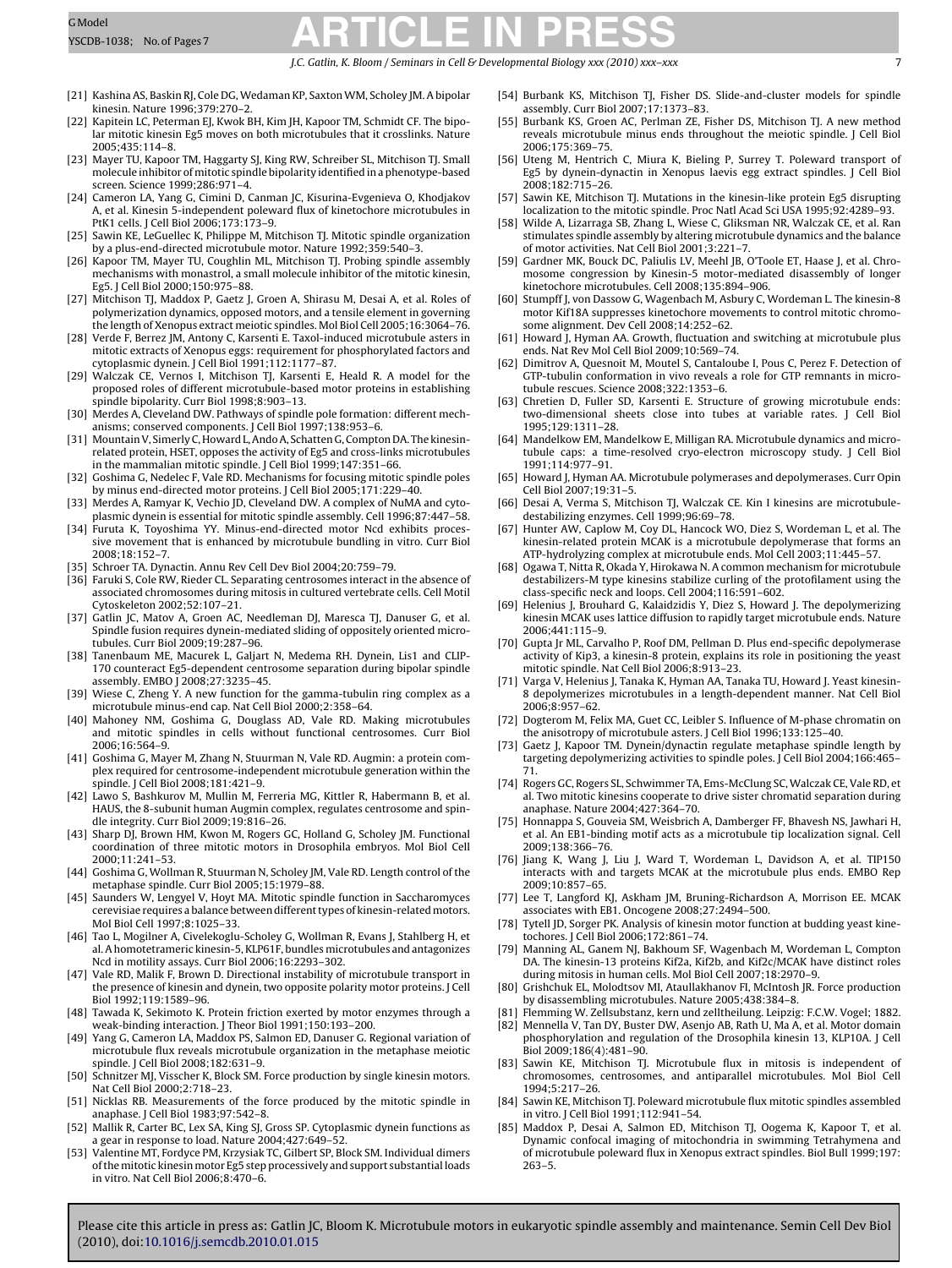[21] Kashina AS, Baskin RJ, Cole DG, Wedaman KP, Saxton WM, Scholey JM. A bipolar kinesin. Nature 1996;379:270–2.

[22] Kapitein LC, Peterman EJ, Kwok BH, Kim JH, Kapoor TM, Schmidt CF. The bipolar mitotic kinesin Eg5 moves on both microtubules that it crosslinks. Nature 2005;435:114–8.

[23] Mayer TU, Kapoor TM, Haggarty SJ, King RW, Schreiber SL, Mitchison TJ. Small molecule inhibitor of mitotic spindle bipolarity identified in a phenotype-based screen. Science 1999;286:971–4.

[24] Cameron LA, Yang G, Cimini D, Canman JC, Kisurina-Evgenieva O, Khodjakov A, et al. Kinesin 5-independent poleward flux of kinetochore microtubules in PtK1 cells. J Cell Biol 2006;173:173–9.

[25] Sawin KE, LeGuellec K, Philippe M, Mitchison TJ. Mitotic spindle organization by a plus-end-directed microtubule motor. Nature 1992;359:540–3.

[26] Kapoor TM, Mayer TU, Coughlin ML, Mitchison TJ. Probing spindle assembly mechanisms with monastrol, a small molecule inhibitor of the mitotic kinesin, Eg5. J Cell Biol 2000;150:975–88.

[27] Mitchison TJ, Maddox P, Gaetz J, Groen A, Shirasu M, Desai A, et al. Roles of polymerization dynamics, opposed motors, and a tensile element in governing the length of Xenopus extract meiotic spindles. Mol Biol Cell 2005;16:3064–76.

[28] Verde F, Berrez JM, Antony C, Karsenti E. Taxol-induced microtubule asters in mitotic extracts of Xenopus eggs: requirement for phosphorylated factors and cytoplasmic dynein. J Cell Biol 1991;112:1177–87.

[29] Walczak CE, Vernos I, Mitchison TJ, Karsenti E, Heald R. A model for the proposed roles of different microtubule-based motor proteins in establishing spindle bipolarity. Curr Biol 1998;8:903–13.

[30] Merdes A, Cleveland DW. Pathways of spindle pole formation: different mechanisms; conserved components. J Cell Biol 1997;138:953–6.

[31] Mountain V, Simerly C, Howard L, Ando A, Schatten G, Compton DA. The kinesin-related protein, HSET, opposes the activity of Eg5 and cross-links microtubules in the mammalian mitotic spindle. J Cell Biol 1999;147:351–66.

[32] Goshima G, Nedelec F, Vale RD. Mechanisms for focusing mitotic spindle poles by minus end-directed motor proteins. J Cell Biol 2005;171:229–40.

[33] Merdes A, Ramyar K, Vechio JD, Cleveland DW. A complex of NuMA and cytoplasmic dynein is essential for mitotic spindle assembly. Cell 1996;87:447–58.

[34] Furuta K, Toyoshima YY. Minus-end-directed motor Ncd exhibits processive movement that is enhanced by microtubule bundling in vitro. Curr Biol 2008;18:152–7.

[35] Schroer TA. Dynactin. Annu Rev Cell Dev Biol 2004;20:759–79.

[36] Faruki S, Cole RW, Rieder CL. Separating centrosomes interact in the absence of associated chromosomes during mitosis in cultured vertebrate cells. Cell Motil Cytoskeleton 2002;52:107–21.

[37] Gatlin JC, Matov A, Groen AC, Needleman DJ, Maresca TJ, Danuser G, et al. Spindle fusion requires dynein-mediated sliding of oppositely oriented microtubules. Curr Biol 2009;19:287–96.

[38] Tanenbaum ME, Macurek L, Galjart N, Medema RH. Dynein, Lis1 and CLIP-170 counteract Eg5-dependent centrosome separation during bipolar spindle assembly. EMBO J 2008;27:3235–45.

[39] Wiese C, Zheng Y. A new function for the gamma-tubulin ring complex as a microtubule minus-end cap. Nat Cell Biol 2000;2:358–64.

[40] Mahoney NM, Goshima G, Douglass AD, Vale RD. Making microtubules and mitotic spindles in cells without functional centrosomes. Curr Biol 2006;16:564–9.

[41] Goshima G, Mayer M, Zhang N, Stuurman N, Vale RD. Augmin: a protein complex required for centrosome-independent microtubule generation within the spindle. J Cell Biol 2008;181:421–9.

[42] Lawo S, Bashkurov M, Mullin M, Ferreria MG, Kittler R, Habermann B, et al. HAUS, the 8-subunit human Augmin complex, regulates centrosome and spindle integrity. Curr Biol 2009;19:816–26.

[43] Sharp DJ, Brown HM, Kwon M, Rogers GC, Holland G, Scholey JM. Functional coordination of three mitotic motors in Drosophila embryos. Mol Biol Cell 2000;11:241–53.

[44] Goshima G, Wollman R, Stuurman N, Scholey JM, Vale RD. Length control of the metaphase spindle. Curr Biol 2005;15:1979–88.

[45] Saunders W, Lengyel V, Hoyt MA. Mitotic spindle function in Saccharomyces cerevisiae requires a balance between different types of kinesin-related motors. Mol Biol Cell 1997;8:1025–33.

[46] Tao L, Mogilner A, Civelekoglu-Scholey G, Wollman R, Evans J, Stahlberg H, et al. A homotetrameric kinesin-5, KLP61F, bundles microtubules and antagonizes Ncd in motility assays. Curr Biol 2006;16:2293–302.

[47] Vale RD, Malik F, Brown D. Directional instability of microtubule transport in the presence of kinesin and dynein, two opposite polarity motor proteins. J Cell Biol 1992;119:1589–96.

[48] Tawada K, Sekimoto K. Protein friction exerted by motor enzymes through a weak-binding interaction. J Theor Biol 1991;150:193–200.

[49] Yang G, Cameron LA, Maddox PS, Salmon ED, Danuser G. Regional variation of microtubule flux reveals microtubule organization in the metaphase meiotic spindle. J Cell Biol 2008;182:631–9.

[50] Schnitzer MJ, Visscher K, Block SM. Force production by single kinesin motors. Nat Cell Biol 2000;2:718–23.

[51] Nicklas RB. Measurements of the force produced by the mitotic spindle in anaphase. J Cell Biol 1983;97:542–8.

[52] Mallik R, Carter BC, Lex SA, King SJ, Gross SP. Cytoplasmic dynein functions as a gear in response to load. Nature 2004;427:649–52.

[53] Valentine MT, Fordyce PM, Krzysiak TC, Gilbert SP, Block SM. Individual dimers of the mitotic kinesin motor Eg5 step processively and support substantial loads in vitro. Nat Cell Biol 2006;8:470–6.

[54] Burbank KS, Mitchison TJ, Fisher DS. Slide-and-cluster models for spindle assembly. Curr Biol 2007;17:1373–83.

[55] Burbank KS, Groen AC, Perlman ZE, Fisher DS, Mitchison TJ. A new method reveals microtubule minus ends throughout the meiotic spindle. J Cell Biol 2006;175:369–75.

[56] Uteng M, Hentrich C, Miura K, Bieling P, Surrey T. Poleward transport of Eg5 by dynein-dynactin in Xenopus laevis egg extract spindles. J Cell Biol 2008;182:715–26.

[57] Sawin KE, Mitchison TJ. Mutations in the kinesin-like protein Eg5 disrupting localization to the mitotic spindle. Proc Natl Acad Sci USA 1995;92:4289–93.

[58] Wilde A, Lizarraga SB, Zhang L, Wiese C, Gliksman NR, Walczak CE, et al. Ran stimulates spindle assembly by altering microtubule dynamics and the balance of motor activities. Nat Cell Biol 2001;3:221–7.

[59] Gardner MK, Bouck DC, Paliulis LV, Meehl JB, O'Toole ET, Haase J, et al. Chromosome congression by Kinesin-5 motor-mediated disassembly of longer kinetochore microtubules. Cell 2008;135:894–906.

[60] Stumpff J, von Dassow G, Wagenbach M, Asbury C, Wordeman L. The kinesin-8 motor Kif18A suppresses kinetochore movements to control mitotic chromosome alignment. Dev Cell 2008;14:252–62.

[61] Howard J, Hyman AA. Growth, fluctuation and switching at microtubule plus ends. Nat Rev Mol Cell Biol 2009;10:569–74.

[62] Dimitrov A, Quesnoit M, Moutel S, Cantaloube I, Pous C, Perez F. Detection of GTP-tubulin conformation in vivo reveals a role for GTP remnants in microtubule rescues. Science 2008;322:1353–6.

[63] Chretien D, Fuller SD, Karsenti E. Structure of growing microtubule ends: two-dimensional sheets close into tubes at variable rates. J Cell Biol 1995;129:1311–28.

[64] Mandelkow EM, Mandelkow E, Milligan RA. Microtubule dynamics and microtubule caps: a time-resolved cryo-electron microscopy study. J Cell Biol 1991;114:977–91.

[65] Howard J, Hyman AA. Microtubule polymerases and depolymerases. Curr Opin Cell Biol 2007;19:31–5.

[66] Desai A, Verma S, Mitchison TJ, Walczak CE. Kin I kinesins are microtubule-destabilizing enzymes. Cell 1999;96:69–78.

[67] Hunter AW, Caplow M, Coy DL, Hancock WO, Diez S, Wordeman L, et al. The kinesin-related protein MCAK is a microtubule depolymerase that forms an ATP-hydrolyzing complex at microtubule ends. Mol Cell 2003;11:445–57.

[68] Ogawa T, Nitta R, Okada Y, Hirokawa N. A common mechanism for microtubule destabilizers-M type kinesins stabilize curling of the protofilament using the class-specific neck and loops. Cell 2004;116:591–602.

[69] Helenius J, Brouhard G, Kalaidzidis Y, Diez S, Howard J. The depolymerizing kinesin MCAK uses lattice diffusion to rapidly target microtubule ends. Nature 2006;441:115–9.

[70] Gupta Jr ML, Carvalho P, Roof DM, Pellman D. Plus end-specific depolymerase activity of Kip3, a kinesin-8 protein, explains its role in positioning the yeast mitotic spindle. Nat Cell Biol 2006;8:913–23.

[71] Varga V, Helenius J, Tanaka K, Hyman AA, Tanaka TU, Howard J. Yeast kinesin-8 depolymerizes microtubules in a length-dependent manner. Nat Cell Biol 2006;8:957–62.

[72] Dogterom M, Felix MA, Guet CC, Leibler S. Influence of M-phase chromatin on the anisotropy of microtubule asters. J Cell Biol 1996;133:125–40.

[73] Gaetz J, Kapoor TM. Dynein/dynactin regulate metaphase spindle length by targeting depolymerizing activities to spindle poles. J Cell Biol 2004;166:465–71.

[74] Rogers GC, Rogers SL, Schwimmer TA, Ems-McClung SC, Walczak CE, Vale RD, et al. Two mitotic kinesins cooperate to drive sister chromatid separation during anaphase. Nature 2004;427:364–70.

[75] Honnappa S, Gouveia SM, Weisbrich A, Damberger FF, Bhavesh NS, Jawhari H, et al. An EB1-binding motif acts as a microtubule tip localization signal. Cell 2009;138:366–76.

[76] Jiang K, Wang J, Liu J, Ward T, Wordeman L, Davidson A, et al. TIP150 interacts with and targets MCAK at the microtubule plus ends. EMBO Rep 2009;10:857–65.

[77] Lee T, Langford KJ, Askham JM, Bruning-Richardson A, Morrison EE. MCAK associates with EB1. Oncogene 2008;27:2494–500.

[78] Tytell JD, Sorger PK. Analysis of kinesin motor function at budding yeast kinetochores. J Cell Biol 2006;172:861–74.

[79] Manning AL, Ganem NJ, Bakhoum SF, Wagenbach M, Wordeman L, Compton DA. The kinesin-13 proteins Kif2a, Kif2b, and Kif2c/MCAK have distinct roles during mitosis in human cells. Mol Biol Cell 2007;18:2970–9.

[80] Grishchuk EL, Molodtsov MI, Ataullakhanov FI, McIntosh JR. Force production by disassembling microtubules. Nature 2005;438:384–8.

[81] Flemming W. Zellsubstanz, kern und zelltheilung. Leipzig: F.C.W. Vogel; 1882.

[82] Mennella V, Tan DY, Buster DW, Asenjo AB, Rath U, Ma A, et al. Motor domain phosphorylation and regulation of the Drosophila kinesin 13, KLP10A. J Cell Biol 2009;186(4):481–90.

[83] Sawin KE, Mitchison TJ. Microtubule flux in mitosis is independent of chromosomes, centrosomes, and antiparallel microtubules. Mol Biol Cell 1994;5:217–26.

[84] Sawin KE, Mitchison TJ. Poleward microtubule flux mitotic spindles assembled in vitro. J Cell Biol 1991;112:941–54.

[85] Maddox P, Desai A, Salmon ED, Mitchison TJ, Oogema K, Kapoor T, et al. Dynamic confocal imaging of mitochondria in swimming Tetrahymena and of microtubule poleward flux in Xenopus extract spindles. Biol Bull 1999;197:263–5.